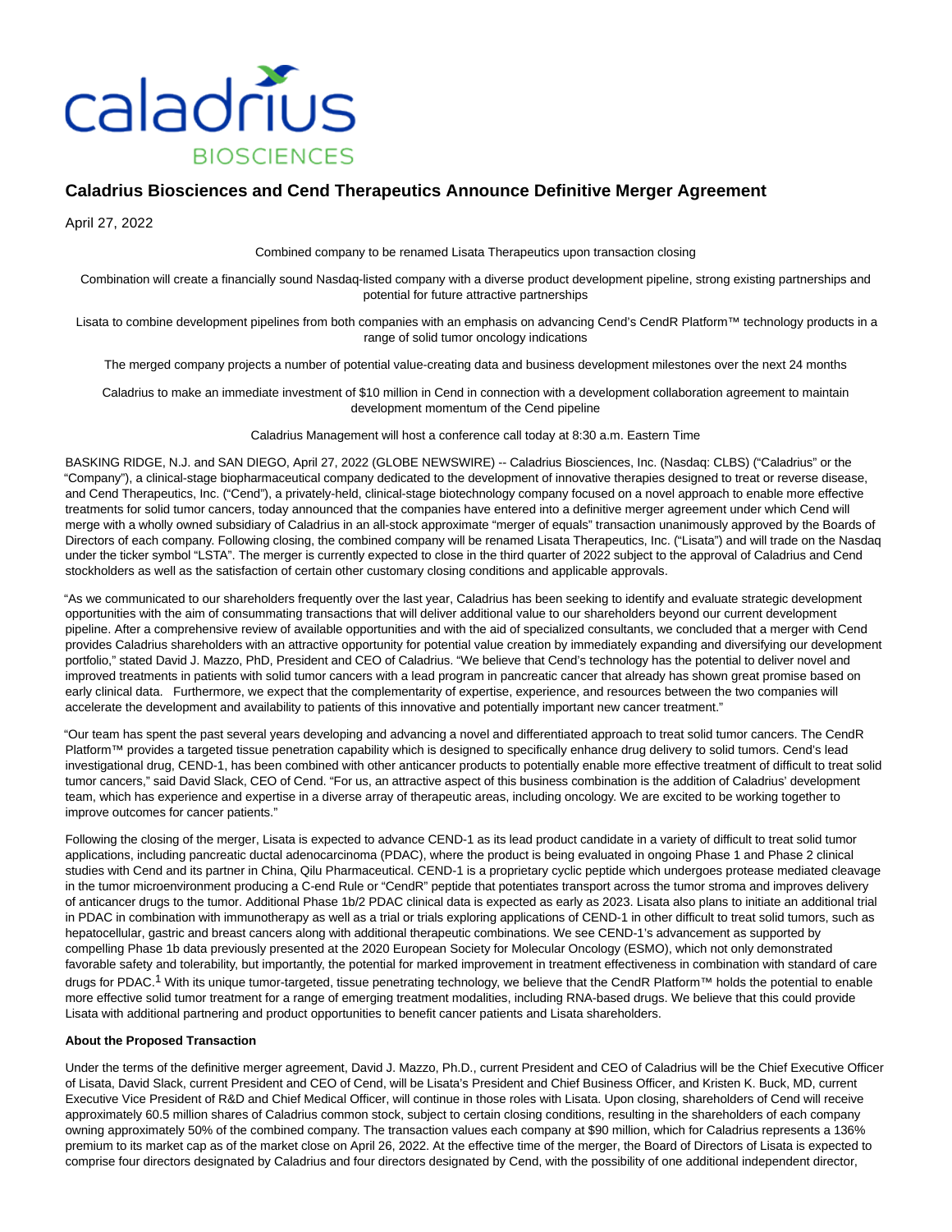# Caladrius Biosciences and Cend Therapeutics Announce Definitive Merger Agreement

April 27, 2022

Combined company to be renamed Lisata Therapeutics upon transaction closing

Combination will create a financially sound Nasdaq-listed company with a diverse product development pipeline, strong existing partnerships and potential for future attractive partnerships

Lisata to combine development pipelines from both companies with an emphasis on advancing Cend's CendR Platform™ technology products in a range of solid tumor oncology indications

The merged company projects a number of potential value-creating data and business development milestones over the next 24 months

Caladrius to make an immediate investment of $10 million in Cend in connection with a development collaboration agreement to maintain development momentum of the Cend pipeline

Caladrius Management will host a conference call today at 8:30 a.m. Eastern Time

BASKING RIDGE, N.J. and SAN DIEGO, April 27, 2022 (GLOBE NEWSWIRE) -- Caladrius Biosciences, Inc. (Nasdaq: CLBS) ("Caladrius" or the "Company"), a clinical-stage biopharmaceutical company dedicated to the development of innovative therapies designed to treat or reverse disease, and Cend Therapeutics, Inc. ("Cend"), a privately-held, clinical-stage biotechnology company focused on a novel approach to enable more effective treatments for solid tumor cancers, today announced that the companies have entered into a definitive merger agreement under which Cend will merge with a wholly owned subsidiary of Caladrius in an all-stock approximate "merger of equals" transaction unanimously approved by the Boards of Directors of each company. Following closing, the combined company will be renamed Lisata Therapeutics, Inc. ("Lisata") and will trade on the Nasdaq under the ticker symbol "LSTA". The merger is currently expected to close in the third quarter of 2022 subject to the approval of Caladrius and Cend stockholders as well as the satisfaction of certain other customary closing conditions and applicable approvals.

"As we communicated to our shareholders frequently over the last year, Caladrius has been seeking to identify and evaluate strategic development opportunities with the aim of consummating transactions that will deliver additional value to our shareholders beyond our current development pipeline. After a comprehensive review of available opportunities and with the aid of specialized consultants, we concluded that a merger with Cend provides Caladrius shareholders with an attractive opportunity for potential value creation by immediately expanding and diversifying our development portfolio," stated David J. Mazzo, PhD, President and CEO of Caladrius. "We believe that Cend's technology has the potential to deliver novel and improved treatments in patients with solid tumor cancers with a lead program in pancreatic cancer that already has shown great promise based on early clinical data. Furthermore, we expect that the complementarity of expertise, experience, and resources between the two companies will accelerate the development and availability to patients of this innovative and potentially important new cancer treatment."

"Our team has spent the past several years developing and advancing a novel and differentiated approach to treat solid tumor cancers. The CendR Platform™ provides a targeted tissue penetration capability which is designed to specifically enhance drug delivery to solid tumors. Cend's lead investigational drug, CEND-1, has been combined with other anticancer products to potentially enable more effective treatment of difficult to treat solid tumor cancers," said David Slack, CEO of Cend. "For us, an attractive aspect of this business combination is the addition of Caladrius' development team, which has experience and expertise in a diverse array of therapeutic areas, including oncology. We are excited to be working together to improve outcomes for cancer patients."

Following the closing of the merger, Lisata is expected to advance CEND-1 as its lead product candidate in a variety of difficult to treat solid tumor applications, including pancreatic ductal adenocarcinoma (PDAC), where the product is being evaluated in ongoing Phase 1 and Phase 2 clinical studies with Cend and its partner in China, Qilu Pharmaceutical. CEND-1 is a proprietary cyclic peptide which undergoes protease mediated cleavage in the tumor microenvironment producing a C-end Rule or "CendR" peptide that potentiates transport across the tumor stroma and improves delivery of anticancer drugs to the tumor. Additional Phase 1b/2 PDAC clinical data is expected as early as 2023. Lisata also plans to initiate an additional trial in PDAC in combination with immunotherapy as well as a trial or trials exploring applications of CEND-1 in other difficult to treat solid tumors, such as hepatocellular, gastric and breast cancers along with additional therapeutic combinations. We see CEND-1's advancement as supported by compelling Phase 1b data previously presented at the 2020 European Society for Molecular Oncology (ESMO), which not only demonstrated favorable safety and tolerability, but importantly, the potential for marked improvement in treatment effectiveness in combination with standard of care drugs for PDAC.[1] With its unique tumor-targeted, tissue penetrating technology, we believe that the CendR Platform™ holds the potential to enable more effective solid tumor treatment for a range of emerging treatment modalities, including RNA-based drugs. We believe that this could provide Lisata with additional partnering and product opportunities to benefit cancer patients and Lisata shareholders.

**About the Proposed Transaction**

Under the terms of the definitive merger agreement, David J. Mazzo, Ph.D., current President and CEO of Caladrius will be the Chief Executive Officer of Lisata, David Slack, current President and CEO of Cend, will be Lisata's President and Chief Business Officer, and Kristen K. Buck, MD, current Executive Vice President of R&D and Chief Medical Officer, will continue in those roles with Lisata. Upon closing, shareholders of Cend will receive approximately 60.5 million shares of Caladrius common stock, subject to certain closing conditions, resulting in the shareholders of each company owning approximately 50% of the combined company. The transaction values each company at $90 million, which for Caladrius represents a 136% premium to its market cap as of the market close on April 26, 2022. At the effective time of the merger, the Board of Directors of Lisata is expected to comprise four directors designated by Caladrius and four directors designated by Cend, with the possibility of one additional independent director,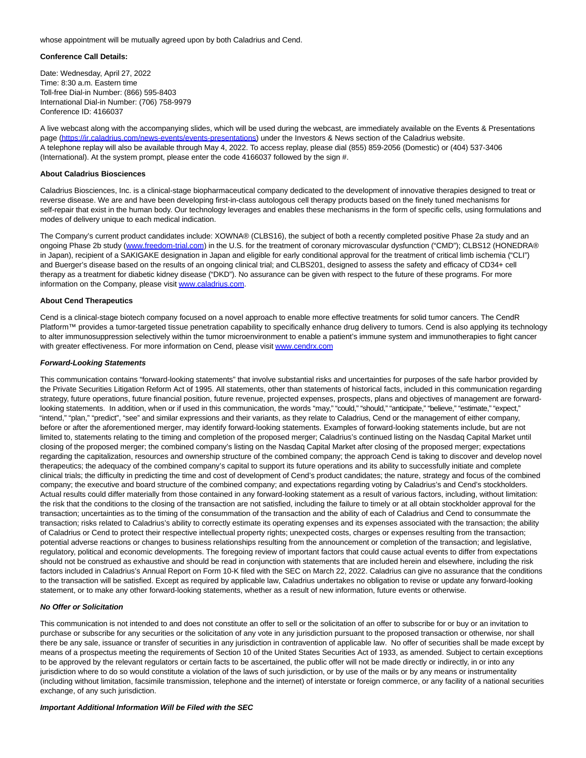whose appointment will be mutually agreed upon by both Caladrius and Cend.

**Conference Call Details:**

Date: Wednesday, April 27, 2022
Time: 8:30 a.m. Eastern time
Toll-free Dial-in Number: (866) 595-8403
International Dial-in Number: (706) 758-9979
Conference ID: 4166037

A live webcast along with the accompanying slides, which will be used during the webcast, are immediately available on the Events & Presentations page (https://ir.caladrius.com/news-events/events-presentations) under the Investors & News section of the Caladrius website.
A telephone replay will also be available through May 4, 2022. To access replay, please dial (855) 859-2056 (Domestic) or (404) 537-3406 (International). At the system prompt, please enter the code 4166037 followed by the sign #.

**About Caladrius Biosciences**

Caladrius Biosciences, Inc. is a clinical-stage biopharmaceutical company dedicated to the development of innovative therapies designed to treat or reverse disease. We are and have been developing first-in-class autologous cell therapy products based on the finely tuned mechanisms for self-repair that exist in the human body. Our technology leverages and enables these mechanisms in the form of specific cells, using formulations and modes of delivery unique to each medical indication.

The Company's current product candidates include: XOWNA® (CLBS16), the subject of both a recently completed positive Phase 2a study and an ongoing Phase 2b study (www.freedom-trial.com) in the U.S. for the treatment of coronary microvascular dysfunction ("CMD"); CLBS12 (HONEDRA® in Japan), recipient of a SAKIGAKE designation in Japan and eligible for early conditional approval for the treatment of critical limb ischemia ("CLI") and Buerger's disease based on the results of an ongoing clinical trial; and CLBS201, designed to assess the safety and efficacy of CD34+ cell therapy as a treatment for diabetic kidney disease ("DKD"). No assurance can be given with respect to the future of these programs. For more information on the Company, please visit www.caladrius.com.

**About Cend Therapeutics**

Cend is a clinical-stage biotech company focused on a novel approach to enable more effective treatments for solid tumor cancers. The CendR Platform™ provides a tumor-targeted tissue penetration capability to specifically enhance drug delivery to tumors. Cend is also applying its technology to alter immunosuppression selectively within the tumor microenvironment to enable a patient's immune system and immunotherapies to fight cancer with greater effectiveness. For more information on Cend, please visit www.cendrx.com

***Forward-Looking Statements***

This communication contains "forward-looking statements" that involve substantial risks and uncertainties for purposes of the safe harbor provided by the Private Securities Litigation Reform Act of 1995. All statements, other than statements of historical facts, included in this communication regarding strategy, future operations, future financial position, future revenue, projected expenses, prospects, plans and objectives of management are forward-looking statements. In addition, when or if used in this communication, the words "may," "could," "should," "anticipate," "believe," "estimate," "expect," "intend," "plan," "predict", "see" and similar expressions and their variants, as they relate to Caladrius, Cend or the management of either company, before or after the aforementioned merger, may identify forward-looking statements. Examples of forward-looking statements include, but are not limited to, statements relating to the timing and completion of the proposed merger; Caladrius's continued listing on the Nasdaq Capital Market until closing of the proposed merger; the combined company's listing on the Nasdaq Capital Market after closing of the proposed merger; expectations regarding the capitalization, resources and ownership structure of the combined company; the approach Cend is taking to discover and develop novel therapeutics; the adequacy of the combined company's capital to support its future operations and its ability to successfully initiate and complete clinical trials; the difficulty in predicting the time and cost of development of Cend's product candidates; the nature, strategy and focus of the combined company; the executive and board structure of the combined company; and expectations regarding voting by Caladrius's and Cend's stockholders. Actual results could differ materially from those contained in any forward-looking statement as a result of various factors, including, without limitation: the risk that the conditions to the closing of the transaction are not satisfied, including the failure to timely or at all obtain stockholder approval for the transaction; uncertainties as to the timing of the consummation of the transaction and the ability of each of Caladrius and Cend to consummate the transaction; risks related to Caladrius's ability to correctly estimate its operating expenses and its expenses associated with the transaction; the ability of Caladrius or Cend to protect their respective intellectual property rights; unexpected costs, charges or expenses resulting from the transaction; potential adverse reactions or changes to business relationships resulting from the announcement or completion of the transaction; and legislative, regulatory, political and economic developments. The foregoing review of important factors that could cause actual events to differ from expectations should not be construed as exhaustive and should be read in conjunction with statements that are included herein and elsewhere, including the risk factors included in Caladrius's Annual Report on Form 10-K filed with the SEC on March 22, 2022. Caladrius can give no assurance that the conditions to the transaction will be satisfied. Except as required by applicable law, Caladrius undertakes no obligation to revise or update any forward-looking statement, or to make any other forward-looking statements, whether as a result of new information, future events or otherwise.

***No Offer or Solicitation***

This communication is not intended to and does not constitute an offer to sell or the solicitation of an offer to subscribe for or buy or an invitation to purchase or subscribe for any securities or the solicitation of any vote in any jurisdiction pursuant to the proposed transaction or otherwise, nor shall there be any sale, issuance or transfer of securities in any jurisdiction in contravention of applicable law. No offer of securities shall be made except by means of a prospectus meeting the requirements of Section 10 of the United States Securities Act of 1933, as amended. Subject to certain exceptions to be approved by the relevant regulators or certain facts to be ascertained, the public offer will not be made directly or indirectly, in or into any jurisdiction where to do so would constitute a violation of the laws of such jurisdiction, or by use of the mails or by any means or instrumentality (including without limitation, facsimile transmission, telephone and the internet) of interstate or foreign commerce, or any facility of a national securities exchange, of any such jurisdiction.

***Important Additional Information Will be Filed with the SEC***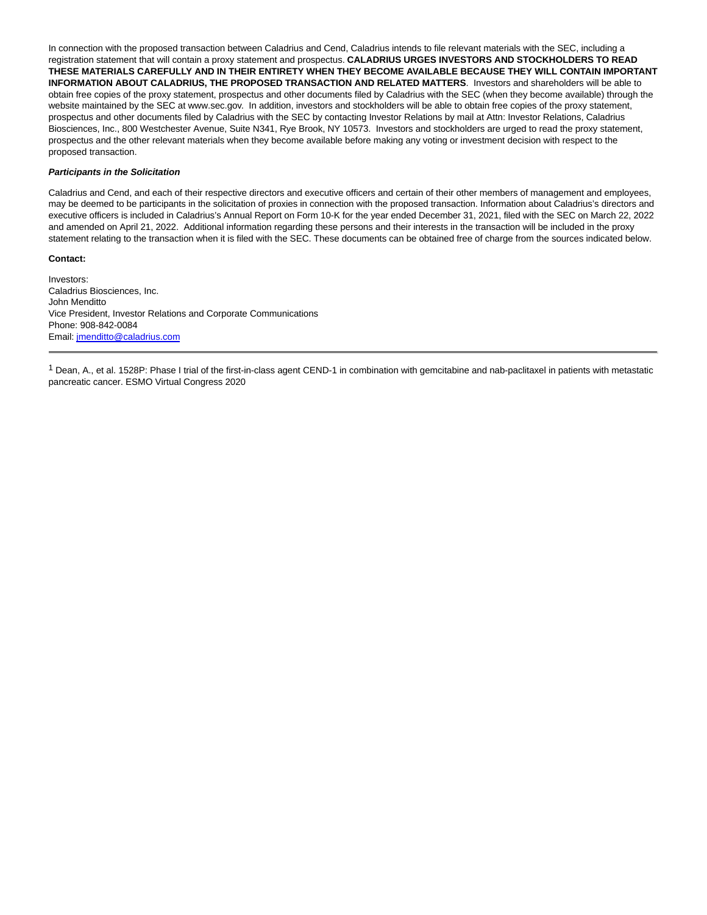In connection with the proposed transaction between Caladrius and Cend, Caladrius intends to file relevant materials with the SEC, including a registration statement that will contain a proxy statement and prospectus. **CALADRIUS URGES INVESTORS AND STOCKHOLDERS TO READ THESE MATERIALS CAREFULLY AND IN THEIR ENTIRETY WHEN THEY BECOME AVAILABLE BECAUSE THEY WILL CONTAIN IMPORTANT INFORMATION ABOUT CALADRIUS, THE PROPOSED TRANSACTION AND RELATED MATTERS**. Investors and shareholders will be able to obtain free copies of the proxy statement, prospectus and other documents filed by Caladrius with the SEC (when they become available) through the website maintained by the SEC at www.sec.gov. In addition, investors and stockholders will be able to obtain free copies of the proxy statement, prospectus and other documents filed by Caladrius with the SEC by contacting Investor Relations by mail at Attn: Investor Relations, Caladrius Biosciences, Inc., 800 Westchester Avenue, Suite N341, Rye Brook, NY 10573. Investors and stockholders are urged to read the proxy statement, prospectus and the other relevant materials when they become available before making any voting or investment decision with respect to the proposed transaction.

***Participants in the Solicitation***

Caladrius and Cend, and each of their respective directors and executive officers and certain of their other members of management and employees, may be deemed to be participants in the solicitation of proxies in connection with the proposed transaction. Information about Caladrius's directors and executive officers is included in Caladrius's Annual Report on Form 10-K for the year ended December 31, 2021, filed with the SEC on March 22, 2022 and amended on April 21, 2022. Additional information regarding these persons and their interests in the transaction will be included in the proxy statement relating to the transaction when it is filed with the SEC. These documents can be obtained free of charge from the sources indicated below.

**Contact:**

Investors:
Caladrius Biosciences, Inc.
John Menditto
Vice President, Investor Relations and Corporate Communications
Phone: 908-842-0084
Email: jmenditto@caladrius.com

---

[1] Dean, A., et al. 1528P: Phase I trial of the first-in-class agent CEND-1 in combination with gemcitabine and nab-paclitaxel in patients with metastatic pancreatic cancer. ESMO Virtual Congress 2020